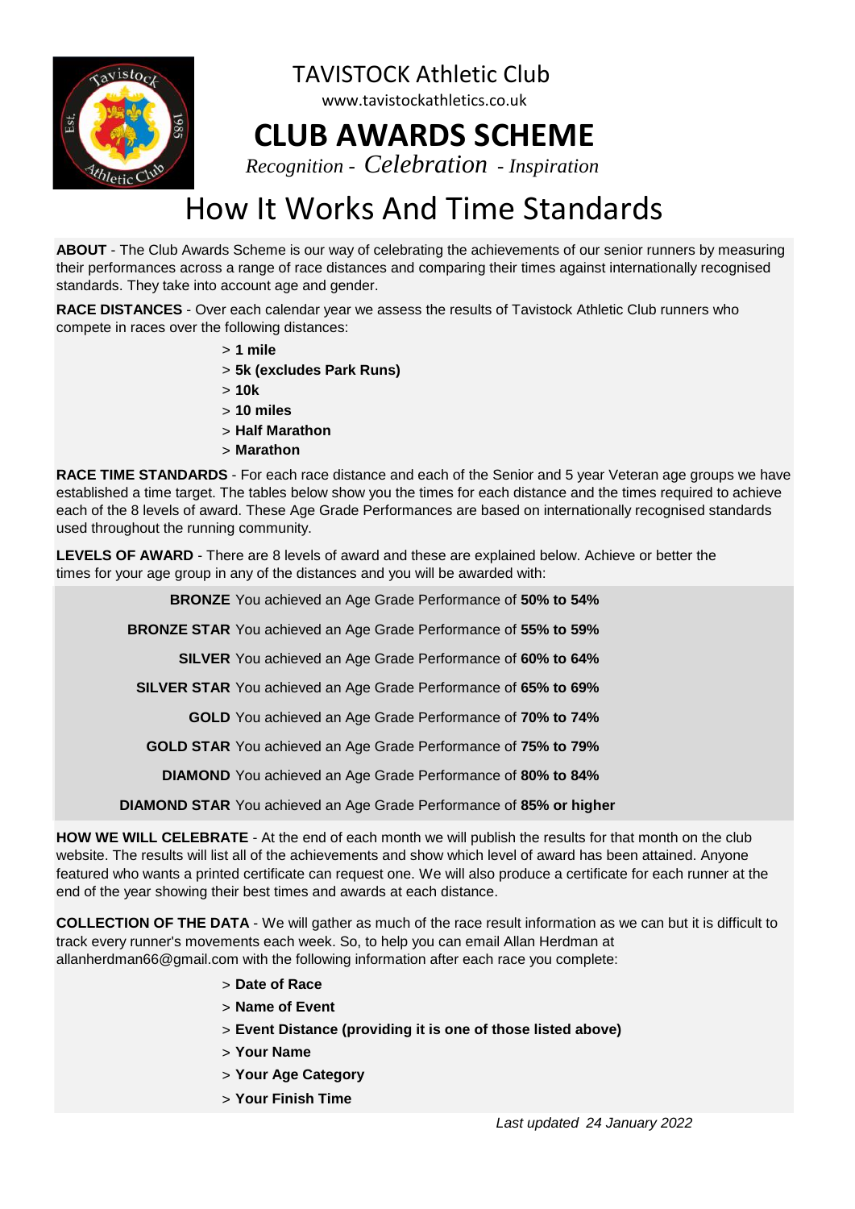TAVISTOCK Athletic Club

www.tavistockathletics.co.uk

# CLUB AWARDS SCHEME

*Recognition - Celebration - Inspiration*

# How It Works And Time Standards

**ABOUT** - The Club Awards Scheme is our way of celebrating the achievements of our senior runners by measuring their performances across a range of race distances and comparing their times against internationally recognised standards. They take into account age and gender.

**RACE DISTANCES** - Over each calendar year we assess the results of Tavistock Athletic Club runners who compete in races over the following distances:

> **1 mile**
> **5k (excludes Park Runs)**
> **10k**
> **10 miles**
> **Half Marathon**
> **Marathon**

**RACE TIME STANDARDS** - For each race distance and each of the Senior and 5 year Veteran age groups we have established a time target. The tables below show you the times for each distance and the times required to achieve each of the 8 levels of award. These Age Grade Performances are based on internationally recognised standards used throughout the running community.

**LEVELS OF AWARD** - There are 8 levels of award and these are explained below. Achieve or better the times for your age group in any of the distances and you will be awarded with:

**BRONZE** You achieved an Age Grade Performance of **50% to 54%**

**BRONZE STAR** You achieved an Age Grade Performance of **55% to 59%**

**SILVER** You achieved an Age Grade Performance of **60% to 64%**

**SILVER STAR** You achieved an Age Grade Performance of **65% to 69%**

**GOLD** You achieved an Age Grade Performance of **70% to 74%**

**GOLD STAR** You achieved an Age Grade Performance of **75% to 79%**

**DIAMOND** You achieved an Age Grade Performance of **80% to 84%**

**DIAMOND STAR** You achieved an Age Grade Performance of **85% or higher**

**HOW WE WILL CELEBRATE** - At the end of each month we will publish the results for that month on the club website. The results will list all of the achievements and show which level of award has been attained. Anyone featured who wants a printed certificate can request one. We will also produce a certificate for each runner at the end of the year showing their best times and awards at each distance.

**COLLECTION OF THE DATA** - We will gather as much of the race result information as we can but it is difficult to track every runner's movements each week. So, to help you can email Allan Herdman at allanherdman66@gmail.com with the following information after each race you complete:

> **Date of Race**
> **Name of Event**
> **Event Distance (providing it is one of those listed above)**
> **Your Name**
> **Your Age Category**
> **Your Finish Time**

*Last updated 24 January 2022*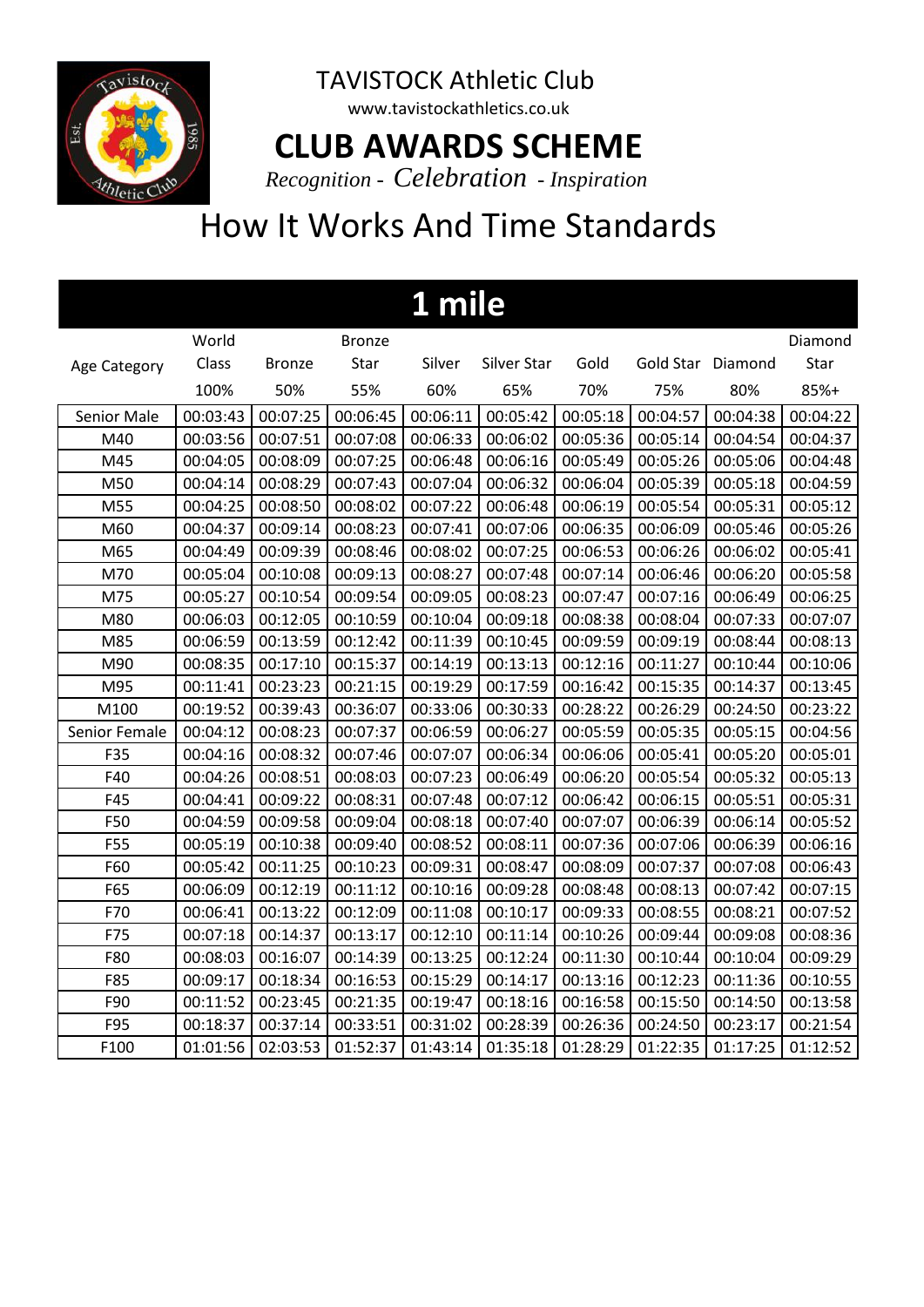TAVISTOCK Athletic Club

www.tavistockathletics.co.uk

# CLUB AWARDS SCHEME

*Recognition - Celebration - Inspiration*

## How It Works And Time Standards

## 1 mile

| Age Category | World Class<br>100% | Bronze<br>50% | Bronze Star<br>55% | Silver<br>60% | Silver Star<br>65% | Gold<br>70% | Gold Star<br>75% | Diamond<br>80% | Diamond Star<br>85%+ |
|---|---|---|---|---|---|---|---|---|---|
| Senior Male | 00:03:43 | 00:07:25 | 00:06:45 | 00:06:11 | 00:05:42 | 00:05:18 | 00:04:57 | 00:04:38 | 00:04:22 |
| M40 | 00:03:56 | 00:07:51 | 00:07:08 | 00:06:33 | 00:06:02 | 00:05:36 | 00:05:14 | 00:04:54 | 00:04:37 |
| M45 | 00:04:05 | 00:08:09 | 00:07:25 | 00:06:48 | 00:06:16 | 00:05:49 | 00:05:26 | 00:05:06 | 00:04:48 |
| M50 | 00:04:14 | 00:08:29 | 00:07:43 | 00:07:04 | 00:06:32 | 00:06:04 | 00:05:39 | 00:05:18 | 00:04:59 |
| M55 | 00:04:25 | 00:08:50 | 00:08:02 | 00:07:22 | 00:06:48 | 00:06:19 | 00:05:54 | 00:05:31 | 00:05:12 |
| M60 | 00:04:37 | 00:09:14 | 00:08:23 | 00:07:41 | 00:07:06 | 00:06:35 | 00:06:09 | 00:05:46 | 00:05:26 |
| M65 | 00:04:49 | 00:09:39 | 00:08:46 | 00:08:02 | 00:07:25 | 00:06:53 | 00:06:26 | 00:06:02 | 00:05:41 |
| M70 | 00:05:04 | 00:10:08 | 00:09:13 | 00:08:27 | 00:07:48 | 00:07:14 | 00:06:46 | 00:06:20 | 00:05:58 |
| M75 | 00:05:27 | 00:10:54 | 00:09:54 | 00:09:05 | 00:08:23 | 00:07:47 | 00:07:16 | 00:06:49 | 00:06:25 |
| M80 | 00:06:03 | 00:12:05 | 00:10:59 | 00:10:04 | 00:09:18 | 00:08:38 | 00:08:04 | 00:07:33 | 00:07:07 |
| M85 | 00:06:59 | 00:13:59 | 00:12:42 | 00:11:39 | 00:10:45 | 00:09:59 | 00:09:19 | 00:08:44 | 00:08:13 |
| M90 | 00:08:35 | 00:17:10 | 00:15:37 | 00:14:19 | 00:13:13 | 00:12:16 | 00:11:27 | 00:10:44 | 00:10:06 |
| M95 | 00:11:41 | 00:23:23 | 00:21:15 | 00:19:29 | 00:17:59 | 00:16:42 | 00:15:35 | 00:14:37 | 00:13:45 |
| M100 | 00:19:52 | 00:39:43 | 00:36:07 | 00:33:06 | 00:30:33 | 00:28:22 | 00:26:29 | 00:24:50 | 00:23:22 |
| Senior Female | 00:04:12 | 00:08:23 | 00:07:37 | 00:06:59 | 00:06:27 | 00:05:59 | 00:05:35 | 00:05:15 | 00:04:56 |
| F35 | 00:04:16 | 00:08:32 | 00:07:46 | 00:07:07 | 00:06:34 | 00:06:06 | 00:05:41 | 00:05:20 | 00:05:01 |
| F40 | 00:04:26 | 00:08:51 | 00:08:03 | 00:07:23 | 00:06:49 | 00:06:20 | 00:05:54 | 00:05:32 | 00:05:13 |
| F45 | 00:04:41 | 00:09:22 | 00:08:31 | 00:07:48 | 00:07:12 | 00:06:42 | 00:06:15 | 00:05:51 | 00:05:31 |
| F50 | 00:04:59 | 00:09:58 | 00:09:04 | 00:08:18 | 00:07:40 | 00:07:07 | 00:06:39 | 00:06:14 | 00:05:52 |
| F55 | 00:05:19 | 00:10:38 | 00:09:40 | 00:08:52 | 00:08:11 | 00:07:36 | 00:07:06 | 00:06:39 | 00:06:16 |
| F60 | 00:05:42 | 00:11:25 | 00:10:23 | 00:09:31 | 00:08:47 | 00:08:09 | 00:07:37 | 00:07:08 | 00:06:43 |
| F65 | 00:06:09 | 00:12:19 | 00:11:12 | 00:10:16 | 00:09:28 | 00:08:48 | 00:08:13 | 00:07:42 | 00:07:15 |
| F70 | 00:06:41 | 00:13:22 | 00:12:09 | 00:11:08 | 00:10:17 | 00:09:33 | 00:08:55 | 00:08:21 | 00:07:52 |
| F75 | 00:07:18 | 00:14:37 | 00:13:17 | 00:12:10 | 00:11:14 | 00:10:26 | 00:09:44 | 00:09:08 | 00:08:36 |
| F80 | 00:08:03 | 00:16:07 | 00:14:39 | 00:13:25 | 00:12:24 | 00:11:30 | 00:10:44 | 00:10:04 | 00:09:29 |
| F85 | 00:09:17 | 00:18:34 | 00:16:53 | 00:15:29 | 00:14:17 | 00:13:16 | 00:12:23 | 00:11:36 | 00:10:55 |
| F90 | 00:11:52 | 00:23:45 | 00:21:35 | 00:19:47 | 00:18:16 | 00:16:58 | 00:15:50 | 00:14:50 | 00:13:58 |
| F95 | 00:18:37 | 00:37:14 | 00:33:51 | 00:31:02 | 00:28:39 | 00:26:36 | 00:24:50 | 00:23:17 | 00:21:54 |
| F100 | 01:01:56 | 02:03:53 | 01:52:37 | 01:43:14 | 01:35:18 | 01:28:29 | 01:22:35 | 01:17:25 | 01:12:52 |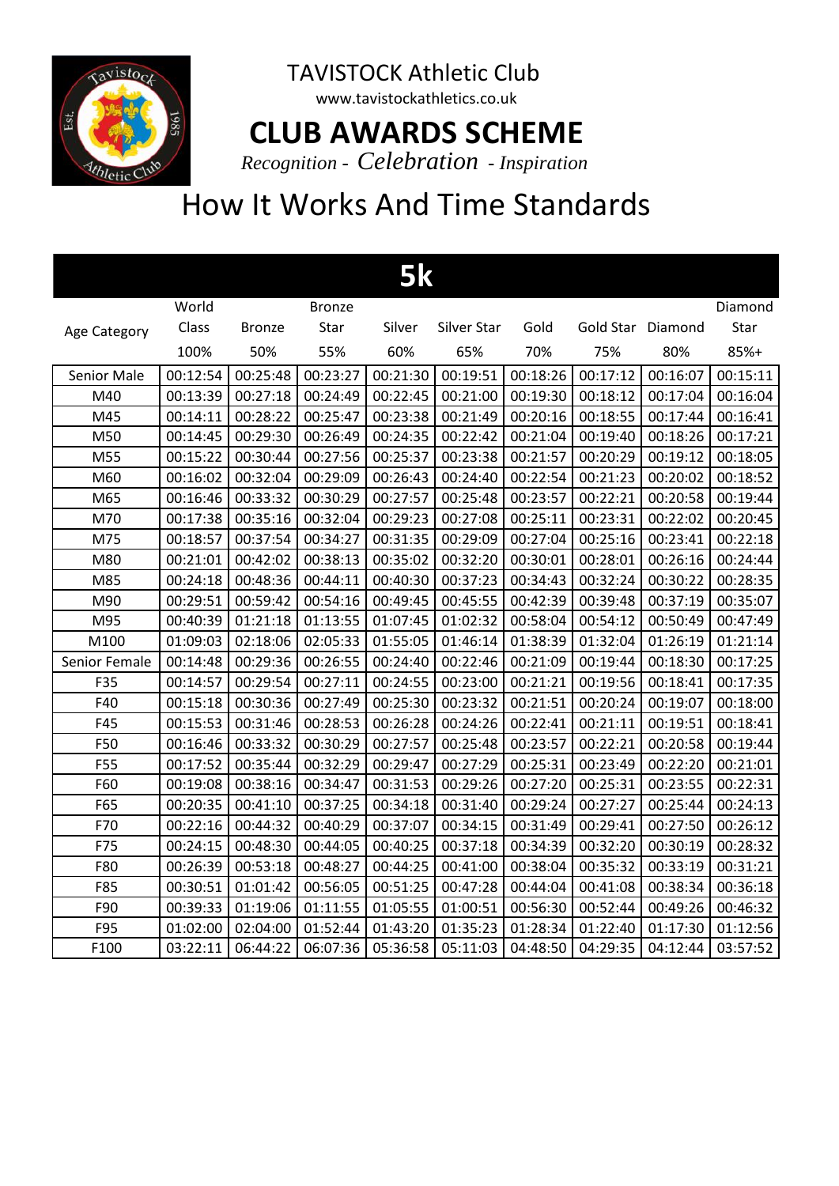TAVISTOCK Athletic Club

www.tavistockathletics.co.uk

# CLUB AWARDS SCHEME

*Recognition - Celebration - Inspiration*

## How It Works And Time Standards

| 5k | | | | | | | | | |
|---|---|---|---|---|---|---|---|---|---|
| Age Category | World Class 100% | Bronze 50% | Bronze Star 55% | Silver 60% | Silver Star 65% | Gold 70% | Gold Star 75% | Diamond 80% | Diamond Star 85%+ |
| Senior Male | 00:12:54 | 00:25:48 | 00:23:27 | 00:21:30 | 00:19:51 | 00:18:26 | 00:17:12 | 00:16:07 | 00:15:11 |
| M40 | 00:13:39 | 00:27:18 | 00:24:49 | 00:22:45 | 00:21:00 | 00:19:30 | 00:18:12 | 00:17:04 | 00:16:04 |
| M45 | 00:14:11 | 00:28:22 | 00:25:47 | 00:23:38 | 00:21:49 | 00:20:16 | 00:18:55 | 00:17:44 | 00:16:41 |
| M50 | 00:14:45 | 00:29:30 | 00:26:49 | 00:24:35 | 00:22:42 | 00:21:04 | 00:19:40 | 00:18:26 | 00:17:21 |
| M55 | 00:15:22 | 00:30:44 | 00:27:56 | 00:25:37 | 00:23:38 | 00:21:57 | 00:20:29 | 00:19:12 | 00:18:05 |
| M60 | 00:16:02 | 00:32:04 | 00:29:09 | 00:26:43 | 00:24:40 | 00:22:54 | 00:21:23 | 00:20:02 | 00:18:52 |
| M65 | 00:16:46 | 00:33:32 | 00:30:29 | 00:27:57 | 00:25:48 | 00:23:57 | 00:22:21 | 00:20:58 | 00:19:44 |
| M70 | 00:17:38 | 00:35:16 | 00:32:04 | 00:29:23 | 00:27:08 | 00:25:11 | 00:23:31 | 00:22:02 | 00:20:45 |
| M75 | 00:18:57 | 00:37:54 | 00:34:27 | 00:31:35 | 00:29:09 | 00:27:04 | 00:25:16 | 00:23:41 | 00:22:18 |
| M80 | 00:21:01 | 00:42:02 | 00:38:13 | 00:35:02 | 00:32:20 | 00:30:01 | 00:28:01 | 00:26:16 | 00:24:44 |
| M85 | 00:24:18 | 00:48:36 | 00:44:11 | 00:40:30 | 00:37:23 | 00:34:43 | 00:32:24 | 00:30:22 | 00:28:35 |
| M90 | 00:29:51 | 00:59:42 | 00:54:16 | 00:49:45 | 00:45:55 | 00:42:39 | 00:39:48 | 00:37:19 | 00:35:07 |
| M95 | 00:40:39 | 01:21:18 | 01:13:55 | 01:07:45 | 01:02:32 | 00:58:04 | 00:54:12 | 00:50:49 | 00:47:49 |
| M100 | 01:09:03 | 02:18:06 | 02:05:33 | 01:55:05 | 01:46:14 | 01:38:39 | 01:32:04 | 01:26:19 | 01:21:14 |
| Senior Female | 00:14:48 | 00:29:36 | 00:26:55 | 00:24:40 | 00:22:46 | 00:21:09 | 00:19:44 | 00:18:30 | 00:17:25 |
| F35 | 00:14:57 | 00:29:54 | 00:27:11 | 00:24:55 | 00:23:00 | 00:21:21 | 00:19:56 | 00:18:41 | 00:17:35 |
| F40 | 00:15:18 | 00:30:36 | 00:27:49 | 00:25:30 | 00:23:32 | 00:21:51 | 00:20:24 | 00:19:07 | 00:18:00 |
| F45 | 00:15:53 | 00:31:46 | 00:28:53 | 00:26:28 | 00:24:26 | 00:22:41 | 00:21:11 | 00:19:51 | 00:18:41 |
| F50 | 00:16:46 | 00:33:32 | 00:30:29 | 00:27:57 | 00:25:48 | 00:23:57 | 00:22:21 | 00:20:58 | 00:19:44 |
| F55 | 00:17:52 | 00:35:44 | 00:32:29 | 00:29:47 | 00:27:29 | 00:25:31 | 00:23:49 | 00:22:20 | 00:21:01 |
| F60 | 00:19:08 | 00:38:16 | 00:34:47 | 00:31:53 | 00:29:26 | 00:27:20 | 00:25:31 | 00:23:55 | 00:22:31 |
| F65 | 00:20:35 | 00:41:10 | 00:37:25 | 00:34:18 | 00:31:40 | 00:29:24 | 00:27:27 | 00:25:44 | 00:24:13 |
| F70 | 00:22:16 | 00:44:32 | 00:40:29 | 00:37:07 | 00:34:15 | 00:31:49 | 00:29:41 | 00:27:50 | 00:26:12 |
| F75 | 00:24:15 | 00:48:30 | 00:44:05 | 00:40:25 | 00:37:18 | 00:34:39 | 00:32:20 | 00:30:19 | 00:28:32 |
| F80 | 00:26:39 | 00:53:18 | 00:48:27 | 00:44:25 | 00:41:00 | 00:38:04 | 00:35:32 | 00:33:19 | 00:31:21 |
| F85 | 00:30:51 | 01:01:42 | 00:56:05 | 00:51:25 | 00:47:28 | 00:44:04 | 00:41:08 | 00:38:34 | 00:36:18 |
| F90 | 00:39:33 | 01:19:06 | 01:11:55 | 01:05:55 | 01:00:51 | 00:56:30 | 00:52:44 | 00:49:26 | 00:46:32 |
| F95 | 01:02:00 | 02:04:00 | 01:52:44 | 01:43:20 | 01:35:23 | 01:28:34 | 01:22:40 | 01:17:30 | 01:12:56 |
| F100 | 03:22:11 | 06:44:22 | 06:07:36 | 05:36:58 | 05:11:03 | 04:48:50 | 04:29:35 | 04:12:44 | 03:57:52 |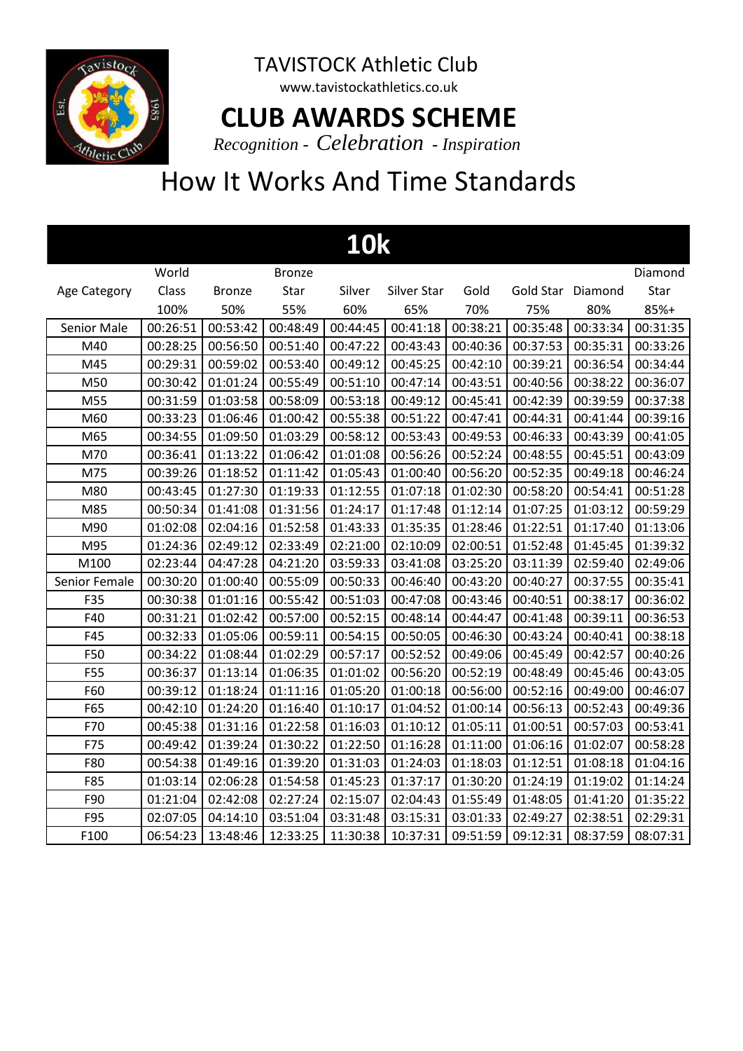TAVISTOCK Athletic Club

www.tavistockathletics.co.uk

# CLUB AWARDS SCHEME

*Recognition - Celebration - Inspiration*

## How It Works And Time Standards

### 10k

| Age Category | World Class 100% | Bronze 50% | Bronze Star 55% | Silver 60% | Silver Star 65% | Gold 70% | Gold Star 75% | Diamond 80% | Diamond Star 85%+ |
|---|---|---|---|---|---|---|---|---|---|
| Senior Male | 00:26:51 | 00:53:42 | 00:48:49 | 00:44:45 | 00:41:18 | 00:38:21 | 00:35:48 | 00:33:34 | 00:31:35 |
| M40 | 00:28:25 | 00:56:50 | 00:51:40 | 00:47:22 | 00:43:43 | 00:40:36 | 00:37:53 | 00:35:31 | 00:33:26 |
| M45 | 00:29:31 | 00:59:02 | 00:53:40 | 00:49:12 | 00:45:25 | 00:42:10 | 00:39:21 | 00:36:54 | 00:34:44 |
| M50 | 00:30:42 | 01:01:24 | 00:55:49 | 00:51:10 | 00:47:14 | 00:43:51 | 00:40:56 | 00:38:22 | 00:36:07 |
| M55 | 00:31:59 | 01:03:58 | 00:58:09 | 00:53:18 | 00:49:12 | 00:45:41 | 00:42:39 | 00:39:59 | 00:37:38 |
| M60 | 00:33:23 | 01:06:46 | 01:00:42 | 00:55:38 | 00:51:22 | 00:47:41 | 00:44:31 | 00:41:44 | 00:39:16 |
| M65 | 00:34:55 | 01:09:50 | 01:03:29 | 00:58:12 | 00:53:43 | 00:49:53 | 00:46:33 | 00:43:39 | 00:41:05 |
| M70 | 00:36:41 | 01:13:22 | 01:06:42 | 01:01:08 | 00:56:26 | 00:52:24 | 00:48:55 | 00:45:51 | 00:43:09 |
| M75 | 00:39:26 | 01:18:52 | 01:11:42 | 01:05:43 | 01:00:40 | 00:56:20 | 00:52:35 | 00:49:18 | 00:46:24 |
| M80 | 00:43:45 | 01:27:30 | 01:19:33 | 01:12:55 | 01:07:18 | 01:02:30 | 00:58:20 | 00:54:41 | 00:51:28 |
| M85 | 00:50:34 | 01:41:08 | 01:31:56 | 01:24:17 | 01:17:48 | 01:12:14 | 01:07:25 | 01:03:12 | 00:59:29 |
| M90 | 01:02:08 | 02:04:16 | 01:52:58 | 01:43:33 | 01:35:35 | 01:28:46 | 01:22:51 | 01:17:40 | 01:13:06 |
| M95 | 01:24:36 | 02:49:12 | 02:33:49 | 02:21:00 | 02:10:09 | 02:00:51 | 01:52:48 | 01:45:45 | 01:39:32 |
| M100 | 02:23:44 | 04:47:28 | 04:21:20 | 03:59:33 | 03:41:08 | 03:25:20 | 03:11:39 | 02:59:40 | 02:49:06 |
| Senior Female | 00:30:20 | 01:00:40 | 00:55:09 | 00:50:33 | 00:46:40 | 00:43:20 | 00:40:27 | 00:37:55 | 00:35:41 |
| F35 | 00:30:38 | 01:01:16 | 00:55:42 | 00:51:03 | 00:47:08 | 00:43:46 | 00:40:51 | 00:38:17 | 00:36:02 |
| F40 | 00:31:21 | 01:02:42 | 00:57:00 | 00:52:15 | 00:48:14 | 00:44:47 | 00:41:48 | 00:39:11 | 00:36:53 |
| F45 | 00:32:33 | 01:05:06 | 00:59:11 | 00:54:15 | 00:50:05 | 00:46:30 | 00:43:24 | 00:40:41 | 00:38:18 |
| F50 | 00:34:22 | 01:08:44 | 01:02:29 | 00:57:17 | 00:52:52 | 00:49:06 | 00:45:49 | 00:42:57 | 00:40:26 |
| F55 | 00:36:37 | 01:13:14 | 01:06:35 | 01:01:02 | 00:56:20 | 00:52:19 | 00:48:49 | 00:45:46 | 00:43:05 |
| F60 | 00:39:12 | 01:18:24 | 01:11:16 | 01:05:20 | 01:00:18 | 00:56:00 | 00:52:16 | 00:49:00 | 00:46:07 |
| F65 | 00:42:10 | 01:24:20 | 01:16:40 | 01:10:17 | 01:04:52 | 01:00:14 | 00:56:13 | 00:52:43 | 00:49:36 |
| F70 | 00:45:38 | 01:31:16 | 01:22:58 | 01:16:03 | 01:10:12 | 01:05:11 | 01:00:51 | 00:57:03 | 00:53:41 |
| F75 | 00:49:42 | 01:39:24 | 01:30:22 | 01:22:50 | 01:16:28 | 01:11:00 | 01:06:16 | 01:02:07 | 00:58:28 |
| F80 | 00:54:38 | 01:49:16 | 01:39:20 | 01:31:03 | 01:24:03 | 01:18:03 | 01:12:51 | 01:08:18 | 01:04:16 |
| F85 | 01:03:14 | 02:06:28 | 01:54:58 | 01:45:23 | 01:37:17 | 01:30:20 | 01:24:19 | 01:19:02 | 01:14:24 |
| F90 | 01:21:04 | 02:42:08 | 02:27:24 | 02:15:07 | 02:04:43 | 01:55:49 | 01:48:05 | 01:41:20 | 01:35:22 |
| F95 | 02:07:05 | 04:14:10 | 03:51:04 | 03:31:48 | 03:15:31 | 03:01:33 | 02:49:27 | 02:38:51 | 02:29:31 |
| F100 | 06:54:23 | 13:48:46 | 12:33:25 | 11:30:38 | 10:37:31 | 09:51:59 | 09:12:31 | 08:37:59 | 08:07:31 |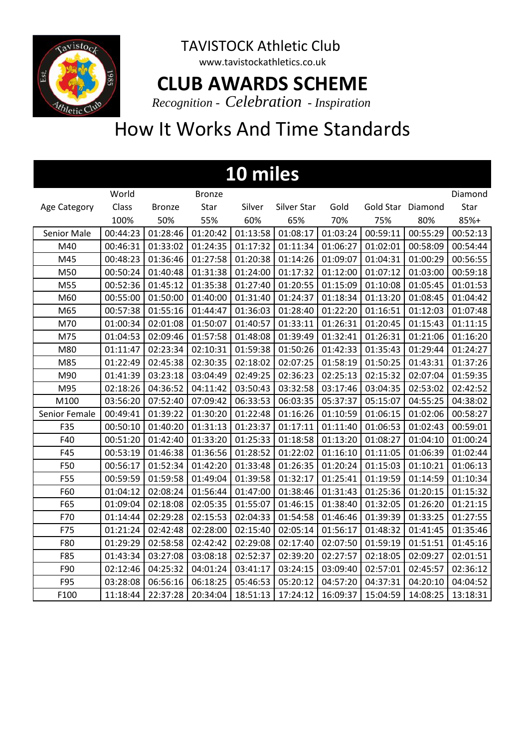TAVISTOCK Athletic Club

www.tavistockathletics.co.uk

# CLUB AWARDS SCHEME

*Recognition - Celebration - Inspiration*

## How It Works And Time Standards

### 10 miles

| Age Category | World Class 100% | Bronze 50% | Bronze Star 55% | Silver 60% | Silver Star 65% | Gold 70% | Gold Star 75% | Diamond 80% | Diamond Star 85%+ |
|---|---|---|---|---|---|---|---|---|---|
| Senior Male | 00:44:23 | 01:28:46 | 01:20:42 | 01:13:58 | 01:08:17 | 01:03:24 | 00:59:11 | 00:55:29 | 00:52:13 |
| M40 | 00:46:31 | 01:33:02 | 01:24:35 | 01:17:32 | 01:11:34 | 01:06:27 | 01:02:01 | 00:58:09 | 00:54:44 |
| M45 | 00:48:23 | 01:36:46 | 01:27:58 | 01:20:38 | 01:14:26 | 01:09:07 | 01:04:31 | 01:00:29 | 00:56:55 |
| M50 | 00:50:24 | 01:40:48 | 01:31:38 | 01:24:00 | 01:17:32 | 01:12:00 | 01:07:12 | 01:03:00 | 00:59:18 |
| M55 | 00:52:36 | 01:45:12 | 01:35:38 | 01:27:40 | 01:20:55 | 01:15:09 | 01:10:08 | 01:05:45 | 01:01:53 |
| M60 | 00:55:00 | 01:50:00 | 01:40:00 | 01:31:40 | 01:24:37 | 01:18:34 | 01:13:20 | 01:08:45 | 01:04:42 |
| M65 | 00:57:38 | 01:55:16 | 01:44:47 | 01:36:03 | 01:28:40 | 01:22:20 | 01:16:51 | 01:12:03 | 01:07:48 |
| M70 | 01:00:34 | 02:01:08 | 01:50:07 | 01:40:57 | 01:33:11 | 01:26:31 | 01:20:45 | 01:15:43 | 01:11:15 |
| M75 | 01:04:53 | 02:09:46 | 01:57:58 | 01:48:08 | 01:39:49 | 01:32:41 | 01:26:31 | 01:21:06 | 01:16:20 |
| M80 | 01:11:47 | 02:23:34 | 02:10:31 | 01:59:38 | 01:50:26 | 01:42:33 | 01:35:43 | 01:29:44 | 01:24:27 |
| M85 | 01:22:49 | 02:45:38 | 02:30:35 | 02:18:02 | 02:07:25 | 01:58:19 | 01:50:25 | 01:43:31 | 01:37:26 |
| M90 | 01:41:39 | 03:23:18 | 03:04:49 | 02:49:25 | 02:36:23 | 02:25:13 | 02:15:32 | 02:07:04 | 01:59:35 |
| M95 | 02:18:26 | 04:36:52 | 04:11:42 | 03:50:43 | 03:32:58 | 03:17:46 | 03:04:35 | 02:53:02 | 02:42:52 |
| M100 | 03:56:20 | 07:52:40 | 07:09:42 | 06:33:53 | 06:03:35 | 05:37:37 | 05:15:07 | 04:55:25 | 04:38:02 |
| Senior Female | 00:49:41 | 01:39:22 | 01:30:20 | 01:22:48 | 01:16:26 | 01:10:59 | 01:06:15 | 01:02:06 | 00:58:27 |
| F35 | 00:50:10 | 01:40:20 | 01:31:13 | 01:23:37 | 01:17:11 | 01:11:40 | 01:06:53 | 01:02:43 | 00:59:01 |
| F40 | 00:51:20 | 01:42:40 | 01:33:20 | 01:25:33 | 01:18:58 | 01:13:20 | 01:08:27 | 01:04:10 | 01:00:24 |
| F45 | 00:53:19 | 01:46:38 | 01:36:56 | 01:28:52 | 01:22:02 | 01:16:10 | 01:11:05 | 01:06:39 | 01:02:44 |
| F50 | 00:56:17 | 01:52:34 | 01:42:20 | 01:33:48 | 01:26:35 | 01:20:24 | 01:15:03 | 01:10:21 | 01:06:13 |
| F55 | 00:59:59 | 01:59:58 | 01:49:04 | 01:39:58 | 01:32:17 | 01:25:41 | 01:19:59 | 01:14:59 | 01:10:34 |
| F60 | 01:04:12 | 02:08:24 | 01:56:44 | 01:47:00 | 01:38:46 | 01:31:43 | 01:25:36 | 01:20:15 | 01:15:32 |
| F65 | 01:09:04 | 02:18:08 | 02:05:35 | 01:55:07 | 01:46:15 | 01:38:40 | 01:32:05 | 01:26:20 | 01:21:15 |
| F70 | 01:14:44 | 02:29:28 | 02:15:53 | 02:04:33 | 01:54:58 | 01:46:46 | 01:39:39 | 01:33:25 | 01:27:55 |
| F75 | 01:21:24 | 02:42:48 | 02:28:00 | 02:15:40 | 02:05:14 | 01:56:17 | 01:48:32 | 01:41:45 | 01:35:46 |
| F80 | 01:29:29 | 02:58:58 | 02:42:42 | 02:29:08 | 02:17:40 | 02:07:50 | 01:59:19 | 01:51:51 | 01:45:16 |
| F85 | 01:43:34 | 03:27:08 | 03:08:18 | 02:52:37 | 02:39:20 | 02:27:57 | 02:18:05 | 02:09:27 | 02:01:51 |
| F90 | 02:12:46 | 04:25:32 | 04:01:24 | 03:41:17 | 03:24:15 | 03:09:40 | 02:57:01 | 02:45:57 | 02:36:12 |
| F95 | 03:28:08 | 06:56:16 | 06:18:25 | 05:46:53 | 05:20:12 | 04:57:20 | 04:37:31 | 04:20:10 | 04:04:52 |
| F100 | 11:18:44 | 22:37:28 | 20:34:04 | 18:51:13 | 17:24:12 | 16:09:37 | 15:04:59 | 14:08:25 | 13:18:31 |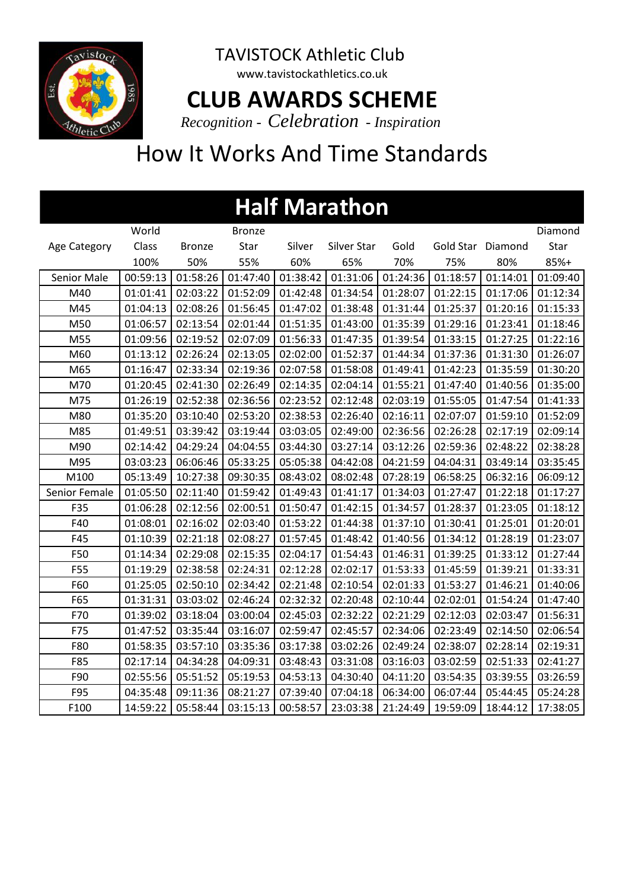TAVISTOCK Athletic Club

www.tavistockathletics.co.uk

# CLUB AWARDS SCHEME

*Recognition - Celebration - Inspiration*

## How It Works And Time Standards

### Half Marathon

| Age Category | World Class 100% | Bronze 50% | Bronze Star 55% | Silver 60% | Silver Star 65% | Gold 70% | Gold Star 75% | Diamond 80% | Diamond Star 85%+ |
|---|---|---|---|---|---|---|---|---|---|
| Senior Male | 00:59:13 | 01:58:26 | 01:47:40 | 01:38:42 | 01:31:06 | 01:24:36 | 01:18:57 | 01:14:01 | 01:09:40 |
| M40 | 01:01:41 | 02:03:22 | 01:52:09 | 01:42:48 | 01:34:54 | 01:28:07 | 01:22:15 | 01:17:06 | 01:12:34 |
| M45 | 01:04:13 | 02:08:26 | 01:56:45 | 01:47:02 | 01:38:48 | 01:31:44 | 01:25:37 | 01:20:16 | 01:15:33 |
| M50 | 01:06:57 | 02:13:54 | 02:01:44 | 01:51:35 | 01:43:00 | 01:35:39 | 01:29:16 | 01:23:41 | 01:18:46 |
| M55 | 01:09:56 | 02:19:52 | 02:07:09 | 01:56:33 | 01:47:35 | 01:39:54 | 01:33:15 | 01:27:25 | 01:22:16 |
| M60 | 01:13:12 | 02:26:24 | 02:13:05 | 02:02:00 | 01:52:37 | 01:44:34 | 01:37:36 | 01:31:30 | 01:26:07 |
| M65 | 01:16:47 | 02:33:34 | 02:19:36 | 02:07:58 | 01:58:08 | 01:49:41 | 01:42:23 | 01:35:59 | 01:30:20 |
| M70 | 01:20:45 | 02:41:30 | 02:26:49 | 02:14:35 | 02:04:14 | 01:55:21 | 01:47:40 | 01:40:56 | 01:35:00 |
| M75 | 01:26:19 | 02:52:38 | 02:36:56 | 02:23:52 | 02:12:48 | 02:03:19 | 01:55:05 | 01:47:54 | 01:41:33 |
| M80 | 01:35:20 | 03:10:40 | 02:53:20 | 02:38:53 | 02:26:40 | 02:16:11 | 02:07:07 | 01:59:10 | 01:52:09 |
| M85 | 01:49:51 | 03:39:42 | 03:19:44 | 03:03:05 | 02:49:00 | 02:36:56 | 02:26:28 | 02:17:19 | 02:09:14 |
| M90 | 02:14:42 | 04:29:24 | 04:04:55 | 03:44:30 | 03:27:14 | 03:12:26 | 02:59:36 | 02:48:22 | 02:38:28 |
| M95 | 03:03:23 | 06:06:46 | 05:33:25 | 05:05:38 | 04:42:08 | 04:21:59 | 04:04:31 | 03:49:14 | 03:35:45 |
| M100 | 05:13:49 | 10:27:38 | 09:30:35 | 08:43:02 | 08:02:48 | 07:28:19 | 06:58:25 | 06:32:16 | 06:09:12 |
| Senior Female | 01:05:50 | 02:11:40 | 01:59:42 | 01:49:43 | 01:41:17 | 01:34:03 | 01:27:47 | 01:22:18 | 01:17:27 |
| F35 | 01:06:28 | 02:12:56 | 02:00:51 | 01:50:47 | 01:42:15 | 01:34:57 | 01:28:37 | 01:23:05 | 01:18:12 |
| F40 | 01:08:01 | 02:16:02 | 02:03:40 | 01:53:22 | 01:44:38 | 01:37:10 | 01:30:41 | 01:25:01 | 01:20:01 |
| F45 | 01:10:39 | 02:21:18 | 02:08:27 | 01:57:45 | 01:48:42 | 01:40:56 | 01:34:12 | 01:28:19 | 01:23:07 |
| F50 | 01:14:34 | 02:29:08 | 02:15:35 | 02:04:17 | 01:54:43 | 01:46:31 | 01:39:25 | 01:33:12 | 01:27:44 |
| F55 | 01:19:29 | 02:38:58 | 02:24:31 | 02:12:28 | 02:02:17 | 01:53:33 | 01:45:59 | 01:39:21 | 01:33:31 |
| F60 | 01:25:05 | 02:50:10 | 02:34:42 | 02:21:48 | 02:10:54 | 02:01:33 | 01:53:27 | 01:46:21 | 01:40:06 |
| F65 | 01:31:31 | 03:03:02 | 02:46:24 | 02:32:32 | 02:20:48 | 02:10:44 | 02:02:01 | 01:54:24 | 01:47:40 |
| F70 | 01:39:02 | 03:18:04 | 03:00:04 | 02:45:03 | 02:32:22 | 02:21:29 | 02:12:03 | 02:03:47 | 01:56:31 |
| F75 | 01:47:52 | 03:35:44 | 03:16:07 | 02:59:47 | 02:45:57 | 02:34:06 | 02:23:49 | 02:14:50 | 02:06:54 |
| F80 | 01:58:35 | 03:57:10 | 03:35:36 | 03:17:38 | 03:02:26 | 02:49:24 | 02:38:07 | 02:28:14 | 02:19:31 |
| F85 | 02:17:14 | 04:34:28 | 04:09:31 | 03:48:43 | 03:31:08 | 03:16:03 | 03:02:59 | 02:51:33 | 02:41:27 |
| F90 | 02:55:56 | 05:51:52 | 05:19:53 | 04:53:13 | 04:30:40 | 04:11:20 | 03:54:35 | 03:39:55 | 03:26:59 |
| F95 | 04:35:48 | 09:11:36 | 08:21:27 | 07:39:40 | 07:04:18 | 06:34:00 | 06:07:44 | 05:44:45 | 05:24:28 |
| F100 | 14:59:22 | 05:58:44 | 03:15:13 | 00:58:57 | 23:03:38 | 21:24:49 | 19:59:09 | 18:44:12 | 17:38:05 |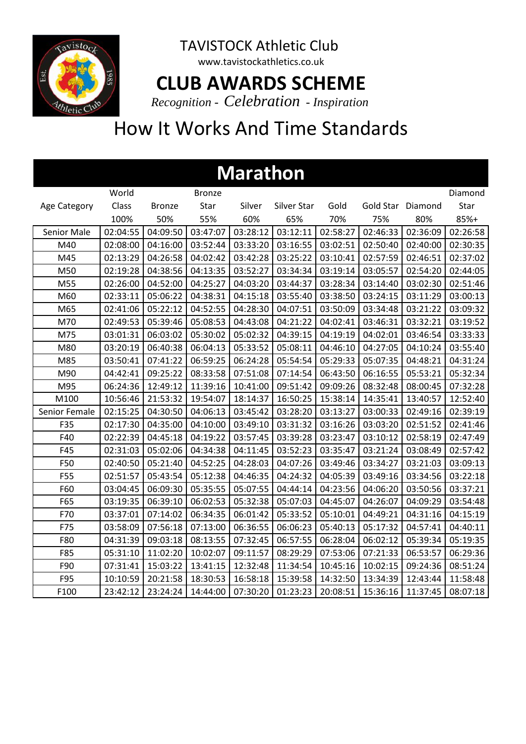TAVISTOCK Athletic Club

www.tavistockathletics.co.uk

# CLUB AWARDS SCHEME

*Recognition - Celebration - Inspiration*

## How It Works And Time Standards

## Marathon

| Age Category | World Class 100% | Bronze 50% | Bronze Star 55% | Silver 60% | Silver Star 65% | Gold 70% | Gold Star 75% | Diamond 80% | Diamond Star 85%+ |
|---|---|---|---|---|---|---|---|---|---|
| Senior Male | 02:04:55 | 04:09:50 | 03:47:07 | 03:28:12 | 03:12:11 | 02:58:27 | 02:46:33 | 02:36:09 | 02:26:58 |
| M40 | 02:08:00 | 04:16:00 | 03:52:44 | 03:33:20 | 03:16:55 | 03:02:51 | 02:50:40 | 02:40:00 | 02:30:35 |
| M45 | 02:13:29 | 04:26:58 | 04:02:42 | 03:42:28 | 03:25:22 | 03:10:41 | 02:57:59 | 02:46:51 | 02:37:02 |
| M50 | 02:19:28 | 04:38:56 | 04:13:35 | 03:52:27 | 03:34:34 | 03:19:14 | 03:05:57 | 02:54:20 | 02:44:05 |
| M55 | 02:26:00 | 04:52:00 | 04:25:27 | 04:03:20 | 03:44:37 | 03:28:34 | 03:14:40 | 03:02:30 | 02:51:46 |
| M60 | 02:33:11 | 05:06:22 | 04:38:31 | 04:15:18 | 03:55:40 | 03:38:50 | 03:24:15 | 03:11:29 | 03:00:13 |
| M65 | 02:41:06 | 05:22:12 | 04:52:55 | 04:28:30 | 04:07:51 | 03:50:09 | 03:34:48 | 03:21:22 | 03:09:32 |
| M70 | 02:49:53 | 05:39:46 | 05:08:53 | 04:43:08 | 04:21:22 | 04:02:41 | 03:46:31 | 03:32:21 | 03:19:52 |
| M75 | 03:01:31 | 06:03:02 | 05:30:02 | 05:02:32 | 04:39:15 | 04:19:19 | 04:02:01 | 03:46:54 | 03:33:33 |
| M80 | 03:20:19 | 06:40:38 | 06:04:13 | 05:33:52 | 05:08:11 | 04:46:10 | 04:27:05 | 04:10:24 | 03:55:40 |
| M85 | 03:50:41 | 07:41:22 | 06:59:25 | 06:24:28 | 05:54:54 | 05:29:33 | 05:07:35 | 04:48:21 | 04:31:24 |
| M90 | 04:42:41 | 09:25:22 | 08:33:58 | 07:51:08 | 07:14:54 | 06:43:50 | 06:16:55 | 05:53:21 | 05:32:34 |
| M95 | 06:24:36 | 12:49:12 | 11:39:16 | 10:41:00 | 09:51:42 | 09:09:26 | 08:32:48 | 08:00:45 | 07:32:28 |
| M100 | 10:56:46 | 21:53:32 | 19:54:07 | 18:14:37 | 16:50:25 | 15:38:14 | 14:35:41 | 13:40:57 | 12:52:40 |
| Senior Female | 02:15:25 | 04:30:50 | 04:06:13 | 03:45:42 | 03:28:20 | 03:13:27 | 03:00:33 | 02:49:16 | 02:39:19 |
| F35 | 02:17:30 | 04:35:00 | 04:10:00 | 03:49:10 | 03:31:32 | 03:16:26 | 03:03:20 | 02:51:52 | 02:41:46 |
| F40 | 02:22:39 | 04:45:18 | 04:19:22 | 03:57:45 | 03:39:28 | 03:23:47 | 03:10:12 | 02:58:19 | 02:47:49 |
| F45 | 02:31:03 | 05:02:06 | 04:34:38 | 04:11:45 | 03:52:23 | 03:35:47 | 03:21:24 | 03:08:49 | 02:57:42 |
| F50 | 02:40:50 | 05:21:40 | 04:52:25 | 04:28:03 | 04:07:26 | 03:49:46 | 03:34:27 | 03:21:03 | 03:09:13 |
| F55 | 02:51:57 | 05:43:54 | 05:12:38 | 04:46:35 | 04:24:32 | 04:05:39 | 03:49:16 | 03:34:56 | 03:22:18 |
| F60 | 03:04:45 | 06:09:30 | 05:35:55 | 05:07:55 | 04:44:14 | 04:23:56 | 04:06:20 | 03:50:56 | 03:37:21 |
| F65 | 03:19:35 | 06:39:10 | 06:02:53 | 05:32:38 | 05:07:03 | 04:45:07 | 04:26:07 | 04:09:29 | 03:54:48 |
| F70 | 03:37:01 | 07:14:02 | 06:34:35 | 06:01:42 | 05:33:52 | 05:10:01 | 04:49:21 | 04:31:16 | 04:15:19 |
| F75 | 03:58:09 | 07:56:18 | 07:13:00 | 06:36:55 | 06:06:23 | 05:40:13 | 05:17:32 | 04:57:41 | 04:40:11 |
| F80 | 04:31:39 | 09:03:18 | 08:13:55 | 07:32:45 | 06:57:55 | 06:28:04 | 06:02:12 | 05:39:34 | 05:19:35 |
| F85 | 05:31:10 | 11:02:20 | 10:02:07 | 09:11:57 | 08:29:29 | 07:53:06 | 07:21:33 | 06:53:57 | 06:29:36 |
| F90 | 07:31:41 | 15:03:22 | 13:41:15 | 12:32:48 | 11:34:54 | 10:45:16 | 10:02:15 | 09:24:36 | 08:51:24 |
| F95 | 10:10:59 | 20:21:58 | 18:30:53 | 16:58:18 | 15:39:58 | 14:32:50 | 13:34:39 | 12:43:44 | 11:58:48 |
| F100 | 23:42:12 | 23:24:24 | 14:44:00 | 07:30:20 | 01:23:23 | 20:08:51 | 15:36:16 | 11:37:45 | 08:07:18 |